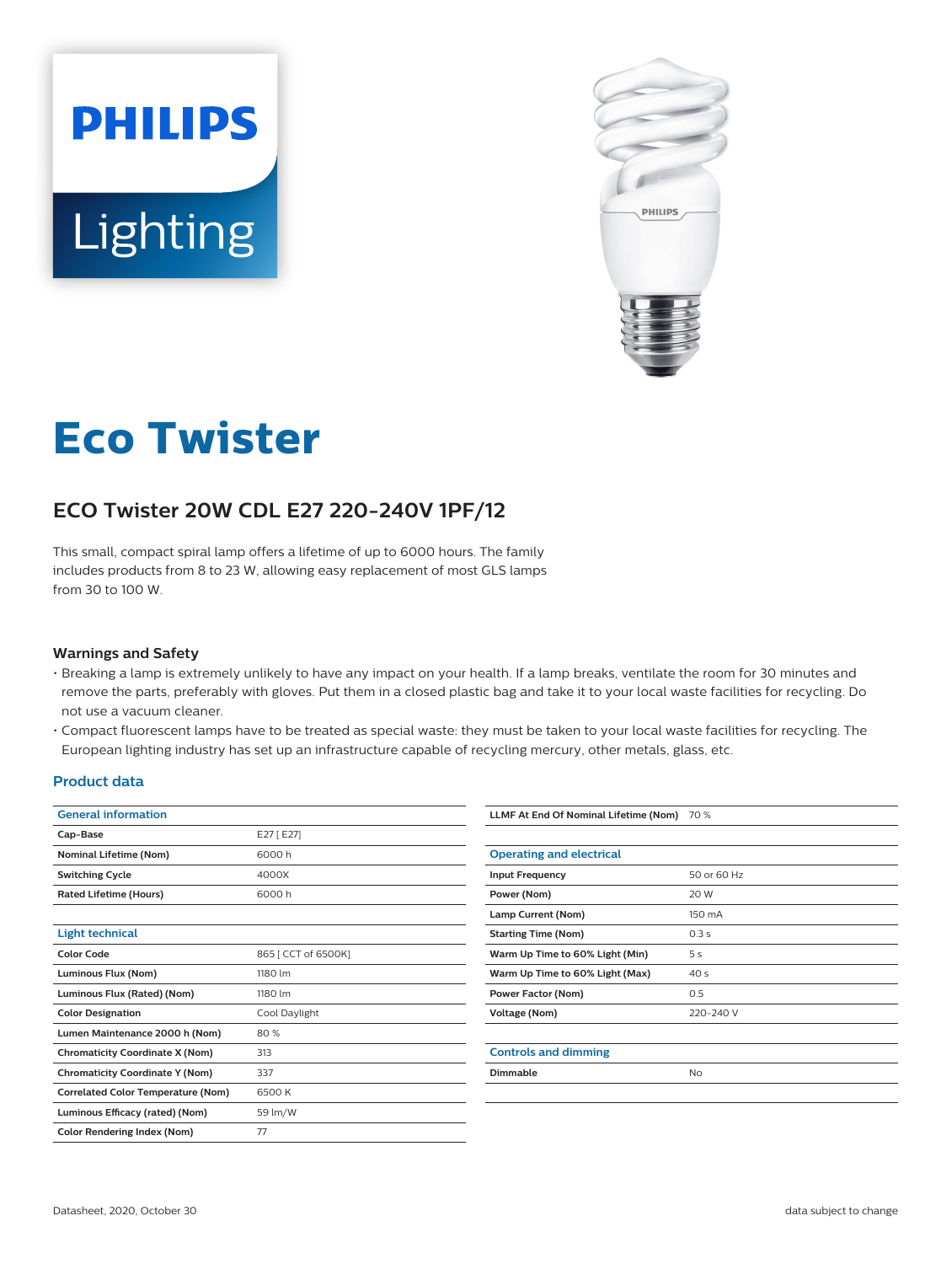PHILIPS Lighting

# Eco Twister

## ECO Twister 20W CDL E27 220-240V 1PF/12

This small, compact spiral lamp offers a lifetime of up to 6000 hours. The family includes products from 8 to 23 W, allowing easy replacement of most GLS lamps from 30 to 100 W.

### Warnings and Safety

- Breaking a lamp is extremely unlikely to have any impact on your health. If a lamp breaks, ventilate the room for 30 minutes and remove the parts, preferably with gloves. Put them in a closed plastic bag and take it to your local waste facilities for recycling. Do not use a vacuum cleaner.
- Compact fluorescent lamps have to be treated as special waste: they must be taken to your local waste facilities for recycling. The European lighting industry has set up an infrastructure capable of recycling mercury, other metals, glass, etc.

### Product data

| General information | |
|---|---|
| Cap-Base | E27 [ E27] |
| Nominal Lifetime (Nom) | 6000 h |
| Switching Cycle | 4000X |
| Rated Lifetime (Hours) | 6000 h |

| Light technical | |
|---|---|
| Color Code | 865 [ CCT of 6500K] |
| Luminous Flux (Nom) | 1180 lm |
| Luminous Flux (Rated) (Nom) | 1180 lm |
| Color Designation | Cool Daylight |
| Lumen Maintenance 2000 h (Nom) | 80 % |
| Chromaticity Coordinate X (Nom) | 313 |
| Chromaticity Coordinate Y (Nom) | 337 |
| Correlated Color Temperature (Nom) | 6500 K |
| Luminous Efficacy (rated) (Nom) | 59 lm/W |
| Color Rendering Index (Nom) | 77 |
| LLMF At End Of Nominal Lifetime (Nom) | 70 % |

| Operating and electrical | |
|---|---|
| Input Frequency | 50 or 60 Hz |
| Power (Nom) | 20 W |
| Lamp Current (Nom) | 150 mA |
| Starting Time (Nom) | 0.3 s |
| Warm Up Time to 60% Light (Min) | 5 s |
| Warm Up Time to 60% Light (Max) | 40 s |
| Power Factor (Nom) | 0.5 |
| Voltage (Nom) | 220-240 V |

| Controls and dimming | |
|---|---|
| Dimmable | No |

Datasheet, 2020, October 30

data subject to change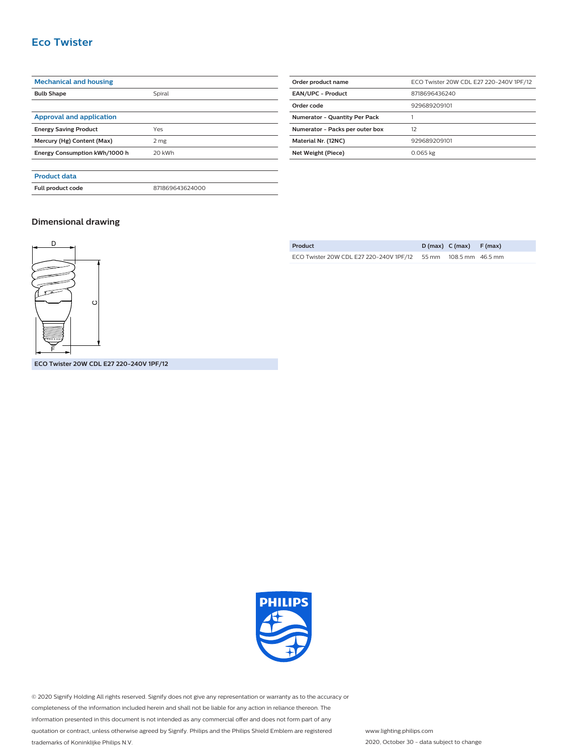# Eco Twister

| Mechanical and housing | |
|---|---|
| Bulb Shape | Spiral |

| Approval and application | |
|---|---|
| Energy Saving Product | Yes |
| Mercury (Hg) Content (Max) | 2 mg |
| Energy Consumption kWh/1000 h | 20 kWh |

| Product data | |
|---|---|
| Full product code | 871869643624000 |

| | |
|---|---|
| Order product name | ECO Twister 20W CDL E27 220-240V 1PF/12 |
| EAN/UPC - Product | 8718696436240 |
| Order code | 929689209101 |
| Numerator - Quantity Per Pack | 1 |
| Numerator - Packs per outer box | 12 |
| Material Nr. (12NC) | 929689209101 |
| Net Weight (Piece) | 0.065 kg |

## Dimensional drawing

D

C

F

ECO Twister 20W CDL E27 220-240V 1PF/12

| Product | D (max) | C (max) | F (max) |
|---|---|---|---|
| ECO Twister 20W CDL E27 220-240V 1PF/12 | 55 mm | 108.5 mm | 46.5 mm |

© 2020 Signify Holding All rights reserved. Signify does not give any representation or warranty as to the accuracy or completeness of the information included herein and shall not be liable for any action in reliance thereon. The information presented in this document is not intended as any commercial offer and does not form part of any quotation or contract, unless otherwise agreed by Signify. Philips and the Philips Shield Emblem are registered trademarks of Koninklijke Philips N.V.

www.lighting.philips.com

2020, October 30 - data subject to change